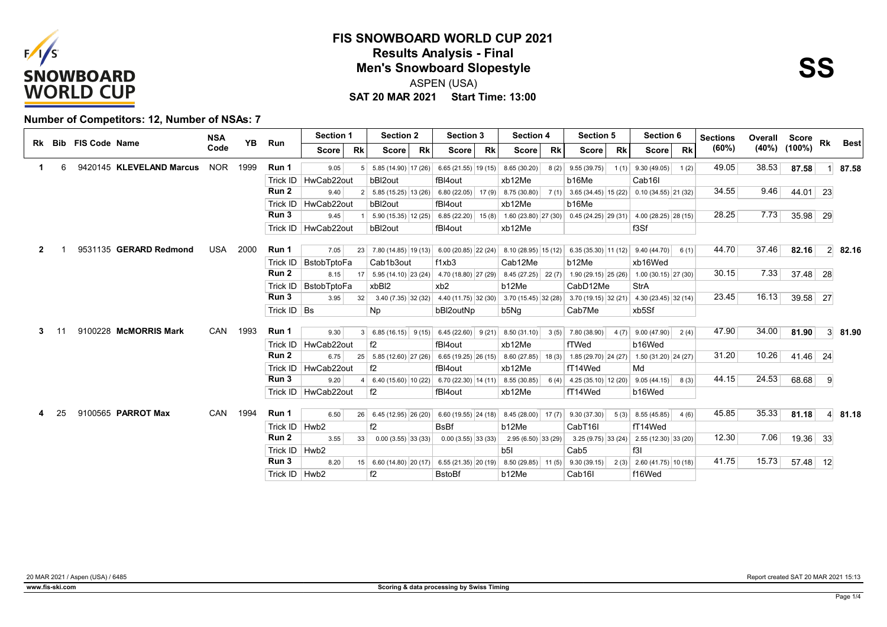# FIS SNOWBOARD WORLD CUP 2021

## Results Analysis - Final

## Men's Snowboard Slopestyle

ASPEN (USA)

**SAT 20 MAR 2021 Start Time: 13:00**

**SS**

**Number of Competitors: 12, Number of NSAs: 7**

| Rk | Bib | FIS Code | Name | NSA Code | YB | Run | Section 1 Score | Rk | Section 2 Score | Rk | Section 3 Score | Rk | Section 4 Score | Rk | Section 5 Score | Rk | Section 6 Score | Rk | Sections (60%) | Overall (40%) | Score (100%) | Rk | Best |
|---|---|---|---|---|---|---|---|---|---|---|---|---|---|---|---|---|---|---|---|---|---|---|---|
| 1 | 6 | 9420145 | **KLEVELAND Marcus** | NOR | 1999 | Run 1 | 9.05 | 5 | 5.85 (14.90) | 17 (26) | 6.65 (21.55) | 19 (15) | 8.65 (30.20) | 8 (2) | 9.55 (39.75) | 1 (1) | 9.30 (49.05) | 1 (2) | 49.05 | 38.53 | **87.58** | 1 | **87.58** |
| | | | | | | Trick ID | HwCab22out | | bBl2out | | fBl4out | | xb12Me | | b16Me | | Cab16l | | | | | | |
| | | | | | | Run 2 | 9.40 | 2 | 5.85 (15.25) | 13 (26) | 6.80 (22.05) | 17 (9) | 8.75 (30.80) | 7 (1) | 3.65 (34.45) | 15 (22) | 0.10 (34.55) | 21 (32) | 34.55 | 9.46 | 44.01 | 23 | |
| | | | | | | Trick ID | HwCab22out | | bBl2out | | fBl4out | | xb12Me | | b16Me | | | | | | | | |
| | | | | | | Run 3 | 9.45 | 1 | 5.90 (15.35) | 12 (25) | 6.85 (22.20) | 15 (8) | 1.60 (23.80) | 27 (30) | 0.45 (24.25) | 29 (31) | 4.00 (28.25) | 28 (15) | 28.25 | 7.73 | 35.98 | 29 | |
| | | | | | | Trick ID | HwCab22out | | bBl2out | | fBl4out | | xb12Me | | | | f3Sf | | | | | | |
| 2 | 1 | 9531135 | **GERARD Redmond** | USA | 2000 | Run 1 | 7.05 | 23 | 7.80 (14.85) | 19 (13) | 6.00 (20.85) | 22 (24) | 8.10 (28.95) | 15 (12) | 6.35 (35.30) | 11 (12) | 9.40 (44.70) | 6 (1) | 44.70 | 37.46 | **82.16** | 2 | **82.16** |
| | | | | | | Trick ID | BstobTptoFa | | Cab1b3out | | f1xb3 | | Cab12Me | | b12Me | | xb16Wed | | | | | | |
| | | | | | | Run 2 | 8.15 | 17 | 5.95 (14.10) | 23 (24) | 4.70 (18.80) | 27 (29) | 8.45 (27.25) | 22 (7) | 1.90 (29.15) | 25 (26) | 1.00 (30.15) | 27 (30) | 30.15 | 7.33 | 37.48 | 28 | |
| | | | | | | Trick ID | BstobTptoFa | | xbBl2 | | xb2 | | b12Me | | CabD12Me | | StrA | | | | | | |
| | | | | | | Run 3 | 3.95 | 32 | 3.40 (7.35) | 32 (32) | 4.40 (11.75) | 32 (30) | 3.70 (15.45) | 32 (28) | 3.70 (19.15) | 32 (21) | 4.30 (23.45) | 32 (14) | 23.45 | 16.13 | 39.58 | 27 | |
| | | | | | | Trick ID | Bs | | Np | | bBl2outNp | | b5Ng | | Cab7Me | | xb5Sf | | | | | | |
| 3 | 11 | 9100228 | **McMORRIS Mark** | CAN | 1993 | Run 1 | 9.30 | 3 | 6.85 (16.15) | 9 (15) | 6.45 (22.60) | 9 (21) | 8.50 (31.10) | 3 (5) | 7.80 (38.90) | 4 (7) | 9.00 (47.90) | 2 (4) | 47.90 | 34.00 | **81.90** | 3 | **81.90** |
| | | | | | | Trick ID | HwCab22out | | f2 | | fBl4out | | xb12Me | | fTWed | | b16Wed | | | | | | |
| | | | | | | Run 2 | 6.75 | 25 | 5.85 (12.60) | 27 (26) | 6.65 (19.25) | 26 (15) | 8.60 (27.85) | 18 (3) | 1.85 (29.70) | 24 (27) | 1.50 (31.20) | 24 (27) | 31.20 | 10.26 | 41.46 | 24 | |
| | | | | | | Trick ID | HwCab22out | | f2 | | fBl4out | | xb12Me | | fT14Wed | | Md | | | | | | |
| | | | | | | Run 3 | 9.20 | 4 | 6.40 (15.60) | 10 (22) | 6.70 (22.30) | 14 (11) | 8.55 (30.85) | 6 (4) | 4.25 (35.10) | 12 (20) | 9.05 (44.15) | 8 (3) | 44.15 | 24.53 | 68.68 | 9 | |
| | | | | | | Trick ID | HwCab22out | | f2 | | fBl4out | | xb12Me | | fT14Wed | | b16Wed | | | | | | |
| 4 | 25 | 9100565 | **PARROT Max** | CAN | 1994 | Run 1 | 6.50 | 26 | 6.45 (12.95) | 26 (20) | 6.60 (19.55) | 24 (18) | 8.45 (28.00) | 17 (7) | 9.30 (37.30) | 5 (3) | 8.55 (45.85) | 4 (6) | 45.85 | 35.33 | **81.18** | 4 | **81.18** |
| | | | | | | Trick ID | Hwb2 | | f2 | | BsBf | | b12Me | | CabT16l | | fT14Wed | | | | | | |
| | | | | | | Run 2 | 3.55 | 33 | 0.00 (3.55) | 33 (33) | 0.00 (3.55) | 33 (33) | 2.95 (6.50) | 33 (29) | 3.25 (9.75) | 33 (24) | 2.55 (12.30) | 33 (20) | 12.30 | 7.06 | 19.36 | 33 | |
| | | | | | | Trick ID | Hwb2 | | | | | | b5l | | Cab5 | | f3l | | | | | | |
| | | | | | | Run 3 | 8.20 | 15 | 6.60 (14.80) | 20 (17) | 6.55 (21.35) | 20 (19) | 8.50 (29.85) | 11 (5) | 9.30 (39.15) | 2 (3) | 2.60 (41.75) | 10 (18) | 41.75 | 15.73 | 57.48 | 12 | |
| | | | | | | Trick ID | Hwb2 | | f2 | | BstoBf | | b12Me | | Cab16l | | f16Wed | | | | | | |

20 MAR 2021 / Aspen (USA) / 6485

Report created SAT 20 MAR 2021 15:13

www.fis-ski.com

Scoring & data processing by Swiss Timing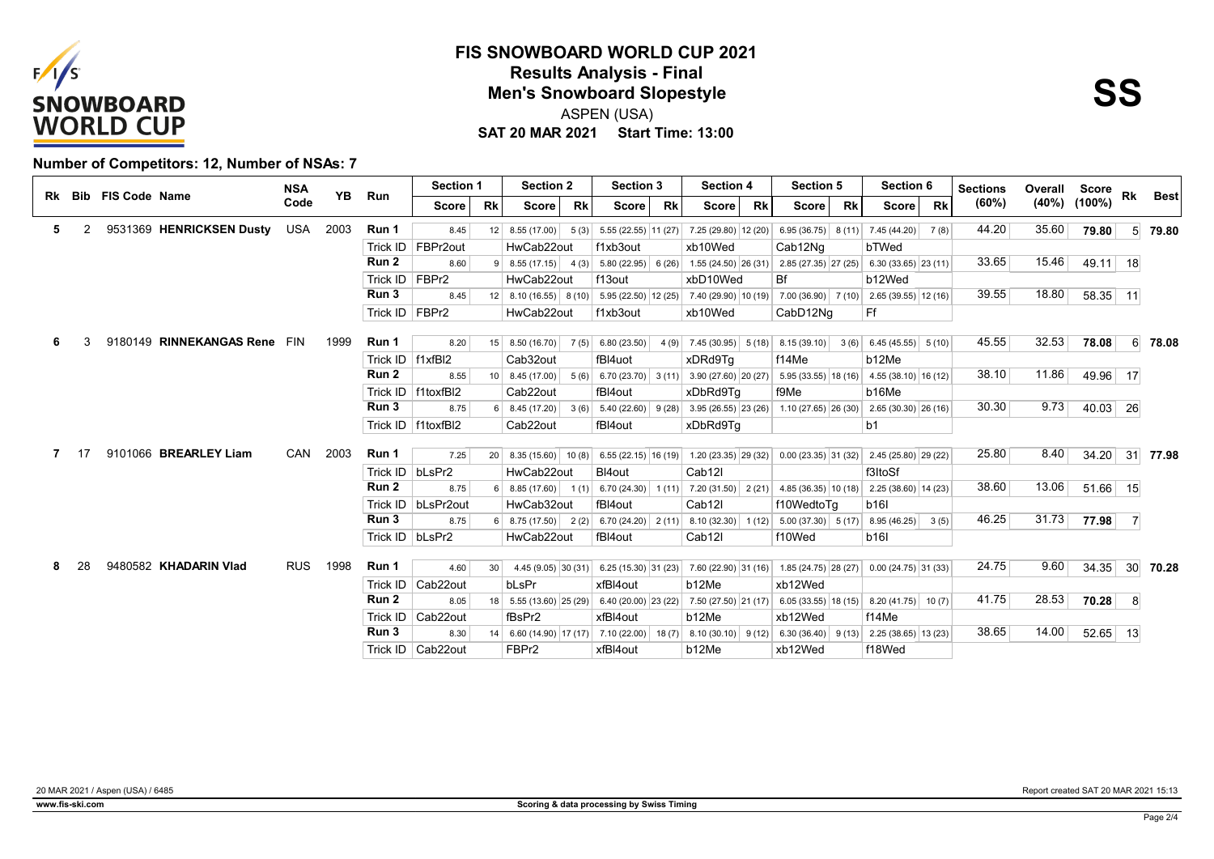# FIS SNOWBOARD WORLD CUP 2021

## Results Analysis - Final

## Men's Snowboard Slopestyle

ASPEN (USA)

**SAT 20 MAR 2021 Start Time: 13:00**

**SS**

**Number of Competitors: 12, Number of NSAs: 7**

| Rk | Bib | FIS Code | Name | NSA Code | YB | Run | Section 1 Score | Section 1 Rk | Section 2 Score | Section 2 Rk | Section 3 Score | Section 3 Rk | Section 4 Score | Section 4 Rk | Section 5 Score | Section 5 Rk | Section 6 Score | Section 6 Rk | Sections (60%) | Overall (40%) | Score (100%) | Rk | Best |
|---|---|---|---|---|---|---|---|---|---|---|---|---|---|---|---|---|---|---|---|---|---|---|---|
| 5 | 2 | 9531369 | HENRICKSEN Dusty | USA | 2003 | Run 1 | 8.45 | 12 | 8.55 (17.00) | 5 (3) | 5.55 (22.55) | 11 (27) | 7.25 (29.80) | 12 (20) | 6.95 (36.75) | 8 (11) | 7.45 (44.20) | 7 (8) | 44.20 | 35.60 | 79.80 | 5 | 79.80 |
| | | | | | | Trick ID | FBPr2out | | HwCab22out | | f1xb3out | | xb10Wed | | Cab12Ng | | bTWed | | | | | | |
| | | | | | | Run 2 | 8.60 | 9 | 8.55 (17.15) | 4 (3) | 5.80 (22.95) | 6 (26) | 1.55 (24.50) | 26 (31) | 2.85 (27.35) | 27 (25) | 6.30 (33.65) | 23 (11) | 33.65 | 15.46 | 49.11 | 18 | |
| | | | | | | Trick ID | FBPr2 | | HwCab22out | | f13out | | xbD10Wed | | Bf | | b12Wed | | | | | | |
| | | | | | | Run 3 | 8.45 | 12 | 8.10 (16.55) | 8 (10) | 5.95 (22.50) | 12 (25) | 7.40 (29.90) | 10 (19) | 7.00 (36.90) | 7 (10) | 2.65 (39.55) | 12 (16) | 39.55 | 18.80 | 58.35 | 11 | |
| | | | | | | Trick ID | FBPr2 | | HwCab22out | | f1xb3out | | xb10Wed | | CabD12Ng | | Ff | | | | | | |
| 6 | 3 | 9180149 | RINNEKANGAS Rene | FIN | 1999 | Run 1 | 8.20 | 15 | 8.50 (16.70) | 7 (5) | 6.80 (23.50) | 4 (9) | 7.45 (30.95) | 5 (18) | 8.15 (39.10) | 3 (6) | 6.45 (45.55) | 5 (10) | 45.55 | 32.53 | 78.08 | 6 | 78.08 |
| | | | | | | Trick ID | f1xfBl2 | | Cab32out | | fBl4uot | | xDRd9Tg | | f14Me | | b12Me | | | | | | |
| | | | | | | Run 2 | 8.55 | 10 | 8.45 (17.00) | 5 (6) | 6.70 (23.70) | 3 (11) | 3.90 (27.60) | 20 (27) | 5.95 (33.55) | 18 (16) | 4.55 (38.10) | 16 (12) | 38.10 | 11.86 | 49.96 | 17 | |
| | | | | | | Trick ID | f1toxfBl2 | | Cab22out | | fBl4out | | xDbRd9Tg | | f9Me | | b16Me | | | | | | |
| | | | | | | Run 3 | 8.75 | 6 | 8.45 (17.20) | 3 (6) | 5.40 (22.60) | 9 (28) | 3.95 (26.55) | 23 (26) | 1.10 (27.65) | 26 (30) | 2.65 (30.30) | 26 (16) | 30.30 | 9.73 | 40.03 | 26 | |
| | | | | | | Trick ID | f1toxfBl2 | | Cab22out | | fBl4out | | xDbRd9Tg | | | | b1 | | | | | | |
| 7 | 17 | 9101066 | BREARLEY Liam | CAN | 2003 | Run 1 | 7.25 | 20 | 8.35 (15.60) | 10 (8) | 6.55 (22.15) | 16 (19) | 1.20 (23.35) | 29 (32) | 0.00 (23.35) | 31 (32) | 2.45 (25.80) | 29 (22) | 25.80 | 8.40 | 34.20 | 31 | 77.98 |
| | | | | | | Trick ID | bLsPr2 | | HwCab22out | | Bl4out | | Cab12l | | | | f3ltoSf | | | | | | |
| | | | | | | Run 2 | 8.75 | 6 | 8.85 (17.60) | 1 (1) | 6.70 (24.30) | 1 (11) | 7.20 (31.50) | 2 (21) | 4.85 (36.35) | 10 (18) | 2.25 (38.60) | 14 (23) | 38.60 | 13.06 | 51.66 | 15 | |
| | | | | | | Trick ID | bLsPr2out | | HwCab32out | | fBl4out | | Cab12l | | f10WedtoTg | | b16l | | | | | | |
| | | | | | | Run 3 | 8.75 | 6 | 8.75 (17.50) | 2 (2) | 6.70 (24.20) | 2 (11) | 8.10 (32.30) | 1 (12) | 5.00 (37.30) | 5 (17) | 8.95 (46.25) | 3 (5) | 46.25 | 31.73 | 77.98 | 7 | |
| | | | | | | Trick ID | bLsPr2 | | HwCab22out | | fBl4out | | Cab12l | | f10Wed | | b16l | | | | | | |
| 8 | 28 | 9480582 | KHADARIN Vlad | RUS | 1998 | Run 1 | 4.60 | 30 | 4.45 (9.05) | 30 (31) | 6.25 (15.30) | 31 (23) | 7.60 (22.90) | 31 (16) | 1.85 (24.75) | 28 (27) | 0.00 (24.75) | 31 (33) | 24.75 | 9.60 | 34.35 | 30 | 70.28 |
| | | | | | | Trick ID | Cab22out | | bLsPr | | xfBl4out | | b12Me | | xb12Wed | | | | | | | | |
| | | | | | | Run 2 | 8.05 | 18 | 5.55 (13.60) | 25 (29) | 6.40 (20.00) | 23 (22) | 7.50 (27.50) | 21 (17) | 6.05 (33.55) | 18 (15) | 8.20 (41.75) | 10 (7) | 41.75 | 28.53 | 70.28 | 8 | |
| | | | | | | Trick ID | Cab22out | | fBsPr2 | | xfBl4out | | b12Me | | xb12Wed | | f14Me | | | | | | |
| | | | | | | Run 3 | 8.30 | 14 | 6.60 (14.90) | 17 (17) | 7.10 (22.00) | 18 (7) | 8.10 (30.10) | 9 (12) | 6.30 (36.40) | 9 (13) | 2.25 (38.65) | 13 (23) | 38.65 | 14.00 | 52.65 | 13 | |
| | | | | | | Trick ID | Cab22out | | FBPr2 | | xfBl4out | | b12Me | | xb12Wed | | f18Wed | | | | | | |

20 MAR 2021 / Aspen (USA) / 6485

Report created SAT 20 MAR 2021 15:13

www.fis-ski.com

Scoring & data processing by Swiss Timing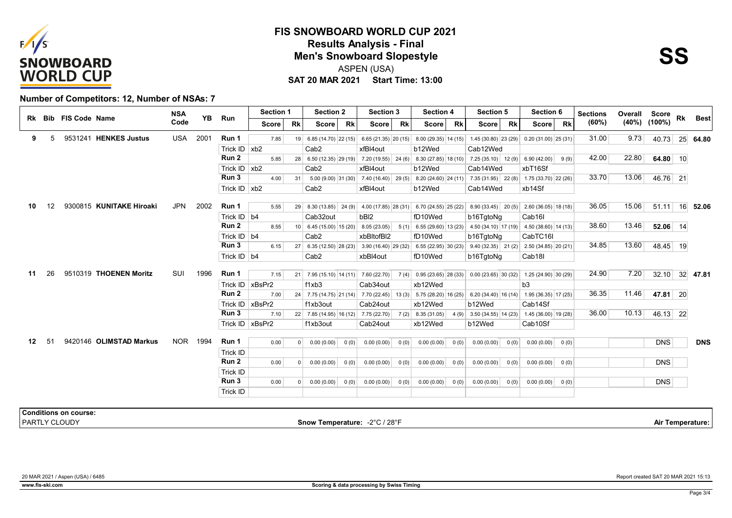# FIS SNOWBOARD WORLD CUP 2021

## Results Analysis - Final

## Men's Snowboard Slopestyle

ASPEN (USA)

**SAT 20 MAR 2021 Start Time: 13:00**

**SS**

**Number of Competitors: 12, Number of NSAs: 7**

| Rk | Bib | FIS Code | Name | NSA Code | YB | Run | Section 1 Score | Section 1 Rk | Section 2 Score | Section 2 Rk | Section 3 Score | Section 3 Rk | Section 4 Score | Section 4 Rk | Section 5 Score | Section 5 Rk | Section 6 Score | Section 6 Rk | Sections (60%) | Overall (40%) | Score (100%) | Rk | Best |
|---|---|---|---|---|---|---|---|---|---|---|---|---|---|---|---|---|---|---|---|---|---|---|---|
| 9 | 5 | 9531241 | HENKES Justus | USA | 2001 | Run 1 | 7.85 | 19 | 6.85 (14.70) | 22 (15) | 6.65 (21.35) | 20 (15) | 8.00 (29.35) | 14 (15) | 1.45 (30.80) | 23 (29) | 0.20 (31.00) | 25 (31) | 31.00 | 9.73 | 40.73 | 25 | 64.80 |
| | | | | | | Trick ID | xb2 | | Cab2 | | xfBl4out | | b12Wed | | Cab12Wed | | | | | | | | |
| | | | | | | Run 2 | 5.85 | 28 | 6.50 (12.35) | 29 (19) | 7.20 (19.55) | 24 (6) | 8.30 (27.85) | 18 (10) | 7.25 (35.10) | 12 (9) | 6.90 (42.00) | 9 (9) | 42.00 | 22.80 | 64.80 | 10 | |
| | | | | | | Trick ID | xb2 | | Cab2 | | xfBl4out | | b12Wed | | Cab14Wed | | xbT16Sf | | | | | | |
| | | | | | | Run 3 | 4.00 | 31 | 5.00 (9.00) | 31 (30) | 7.40 (16.40) | 29 (5) | 8.20 (24.60) | 24 (11) | 7.35 (31.95) | 22 (8) | 1.75 (33.70) | 22 (26) | 33.70 | 13.06 | 46.76 | 21 | |
| | | | | | | Trick ID | xb2 | | Cab2 | | xfBl4out | | b12Wed | | Cab14Wed | | xb14Sf | | | | | | |
| 10 | 12 | 9300815 | KUNITAKE Hiroaki | JPN | 2002 | Run 1 | 5.55 | 29 | 8.30 (13.85) | 24 (9) | 4.00 (17.85) | 28 (31) | 6.70 (24.55) | 25 (22) | 8.90 (33.45) | 20 (5) | 2.60 (36.05) | 18 (18) | 36.05 | 15.06 | 51.11 | 16 | 52.06 |
| | | | | | | Trick ID | b4 | | Cab32out | | bBl2 | | fD10Wed | | b16TgtoNg | | Cab16I | | | | | | |
| | | | | | | Run 2 | 8.55 | 10 | 6.45 (15.00) | 15 (20) | 8.05 (23.05) | 5 (1) | 6.55 (29.60) | 13 (23) | 4.50 (34.10) | 17 (19) | 4.50 (38.60) | 14 (13) | 38.60 | 13.46 | 52.06 | 14 | |
| | | | | | | Trick ID | b4 | | Cab2 | | xbBltofBl2 | | fD10Wed | | b16TgtoNg | | CabTC16I | | | | | | |
| | | | | | | Run 3 | 6.15 | 27 | 6.35 (12.50) | 28 (23) | 3.90 (16.40) | 29 (32) | 6.55 (22.95) | 30 (23) | 9.40 (32.35) | 21 (2) | 2.50 (34.85) | 20 (21) | 34.85 | 13.60 | 48.45 | 19 | |
| | | | | | | Trick ID | b4 | | Cab2 | | xbBl4out | | fD10Wed | | b16TgtoNg | | Cab18I | | | | | | |
| 11 | 26 | 9510319 | THOENEN Moritz | SUI | 1996 | Run 1 | 7.15 | 21 | 7.95 (15.10) | 14 (11) | 7.60 (22.70) | 7 (4) | 0.95 (23.65) | 28 (33) | 0.00 (23.65) | 30 (32) | 1.25 (24.90) | 30 (29) | 24.90 | 7.20 | 32.10 | 32 | 47.81 |
| | | | | | | Trick ID | xBsPr2 | | f1xb3 | | Cab34out | | xb12Wed | | | | b3 | | | | | | |
| | | | | | | Run 2 | 7.00 | 24 | 7.75 (14.75) | 21 (14) | 7.70 (22.45) | 13 (3) | 5.75 (28.20) | 16 (25) | 6.20 (34.40) | 16 (14) | 1.95 (36.35) | 17 (25) | 36.35 | 11.46 | 47.81 | 20 | |
| | | | | | | Trick ID | xBsPr2 | | f1xb3out | | Cab24out | | xb12Wed | | b12Wed | | Cab14Sf | | | | | | |
| | | | | | | Run 3 | 7.10 | 22 | 7.85 (14.95) | 16 (12) | 7.75 (22.70) | 7 (2) | 8.35 (31.05) | 4 (9) | 3.50 (34.55) | 14 (23) | 1.45 (36.00) | 19 (28) | 36.00 | 10.13 | 46.13 | 22 | |
| | | | | | | Trick ID | xBsPr2 | | f1xb3out | | Cab24out | | xb12Wed | | b12Wed | | Cab10Sf | | | | | | |
| 12 | 51 | 9420146 | OLIMSTAD Markus | NOR | 1994 | Run 1 | 0.00 | 0 | 0.00 (0.00) | 0 (0) | 0.00 (0.00) | 0 (0) | 0.00 (0.00) | 0 (0) | 0.00 (0.00) | 0 (0) | 0.00 (0.00) | 0 (0) | | | DNS | | DNS |
| | | | | | | Trick ID | | | | | | | | | | | | | | | | | |
| | | | | | | Run 2 | 0.00 | 0 | 0.00 (0.00) | 0 (0) | 0.00 (0.00) | 0 (0) | 0.00 (0.00) | 0 (0) | 0.00 (0.00) | 0 (0) | 0.00 (0.00) | 0 (0) | | | DNS | | |
| | | | | | | Trick ID | | | | | | | | | | | | | | | | | |
| | | | | | | Run 3 | 0.00 | 0 | 0.00 (0.00) | 0 (0) | 0.00 (0.00) | 0 (0) | 0.00 (0.00) | 0 (0) | 0.00 (0.00) | 0 (0) | 0.00 (0.00) | 0 (0) | | | DNS | | |
| | | | | | | Trick ID | | | | | | | | | | | | | | | | | |

**Conditions on course:**
PARTLY CLOUDY

**Snow Temperature:** -2°C / 28°F

**Air Temperature:**

20 MAR 2021 / Aspen (USA) / 6485

Report created SAT 20 MAR 2021 15:13

www.fis-ski.com

Scoring & data processing by Swiss Timing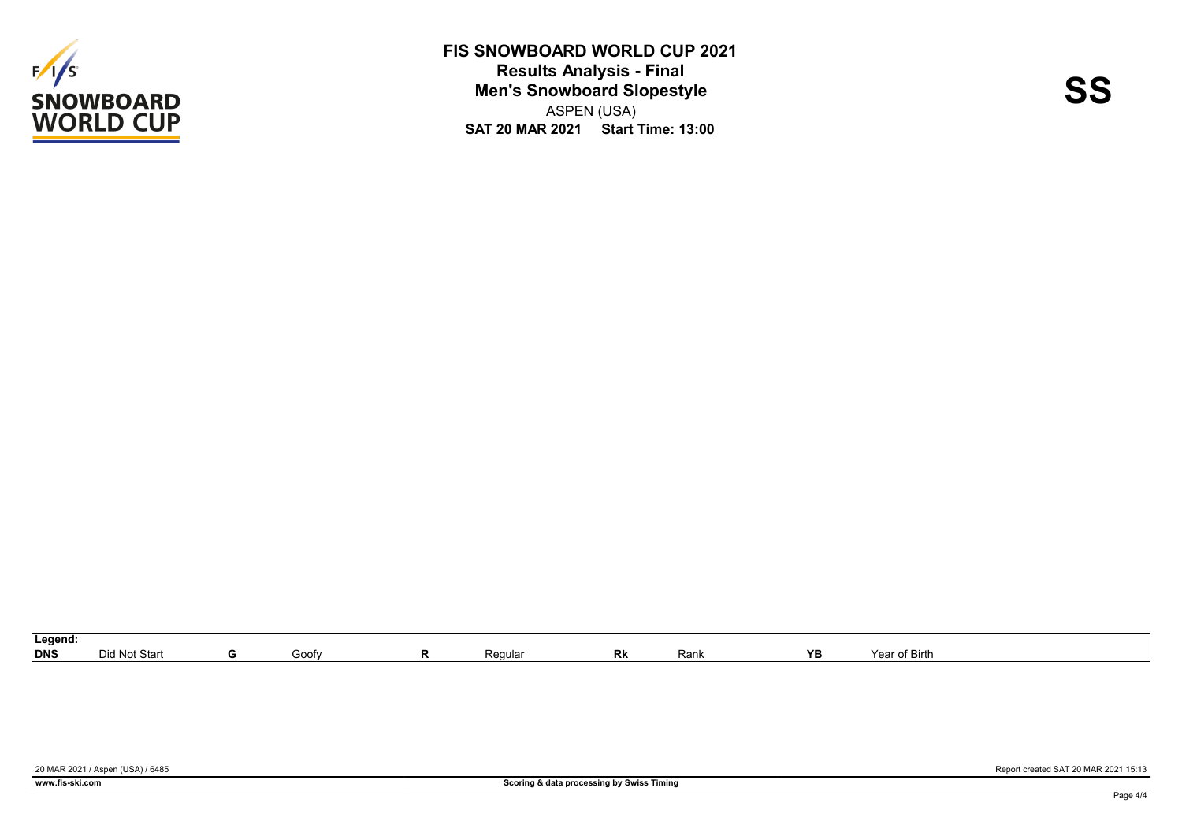# FIS SNOWBOARD WORLD CUP 2021

## Results Analysis - Final

## Men's Snowboard Slopestyle

ASPEN (USA)

**SAT 20 MAR 2021 Start Time: 13:00**

**SS**

| Legend: | | | | | | | | | |
|---|---|---|---|---|---|---|---|---|---|
| **DNS** | Did Not Start | **G** | Goofy | **R** | Regular | **Rk** | Rank | **YB** | Year of Birth |

20 MAR 2021 / Aspen (USA) / 6485

Report created SAT 20 MAR 2021 15:13

www.fis-ski.com

Scoring & data processing by Swiss Timing